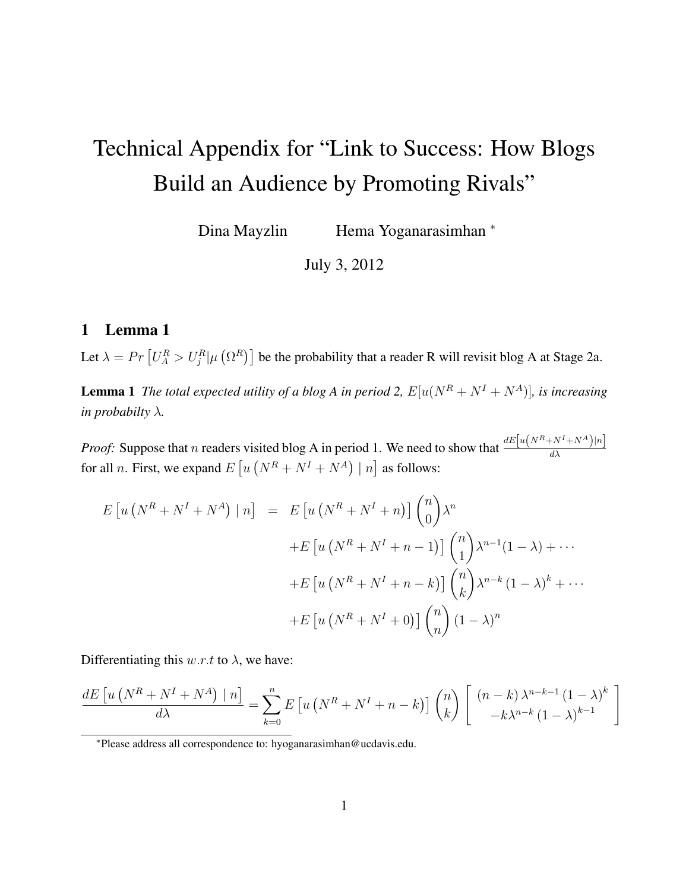# Technical Appendix for “Link to Success: How Blogs Build an Audience by Promoting Rivals”

Dina Mayzlin Hema Yoganarasimhan [*]

July 3, 2012

## 1 Lemma 1

Let $\lambda = Pr\left[U_A^R > U_j^R | \mu\left(\Omega^R\right)\right]$ be the probability that a reader R will revisit blog A at Stage 2a.

**Lemma 1** *The total expected utility of a blog A in period 2, $E[u(N^R + N^I + N^A)]$, is increasing in probabilty $\lambda$.*

*Proof:* Suppose that $n$ readers visited blog A in period 1. We need to show that $\frac{dE\left[u\left(N^R+N^I+N^A\right)|n\right]}{d\lambda}$ for all $n$. First, we expand $E\left[u\left(N^R + N^I + N^A\right) \mid n\right]$ as follows:

$$
\begin{aligned}
E\left[u\left(N^R + N^I + N^A\right) \mid n\right] = \; & E\left[u\left(N^R + N^I + n\right)\right]\binom{n}{0}\lambda^n \\
& + E\left[u\left(N^R + N^I + n - 1\right)\right]\binom{n}{1}\lambda^{n-1}(1-\lambda) + \cdots \\
& + E\left[u\left(N^R + N^I + n - k\right)\right]\binom{n}{k}\lambda^{n-k}\left(1-\lambda\right)^k + \cdots \\
& + E\left[u\left(N^R + N^I + 0\right)\right]\binom{n}{n}\left(1-\lambda\right)^n
\end{aligned}
$$

Differentiating this $w.r.t$ to $\lambda$, we have:

$$
\frac{dE\left[u\left(N^R + N^I + N^A\right) \mid n\right]}{d\lambda} = \sum_{k=0}^{n} E\left[u\left(N^R + N^I + n - k\right)\right]\binom{n}{k}\left[\begin{array}{c} (n-k)\,\lambda^{n-k-1}\left(1-\lambda\right)^k \\ -k\lambda^{n-k}\left(1-\lambda\right)^{k-1} \end{array}\right]
$$

[*] Please address all correspondence to: hyoganarasimhan@ucdavis.edu.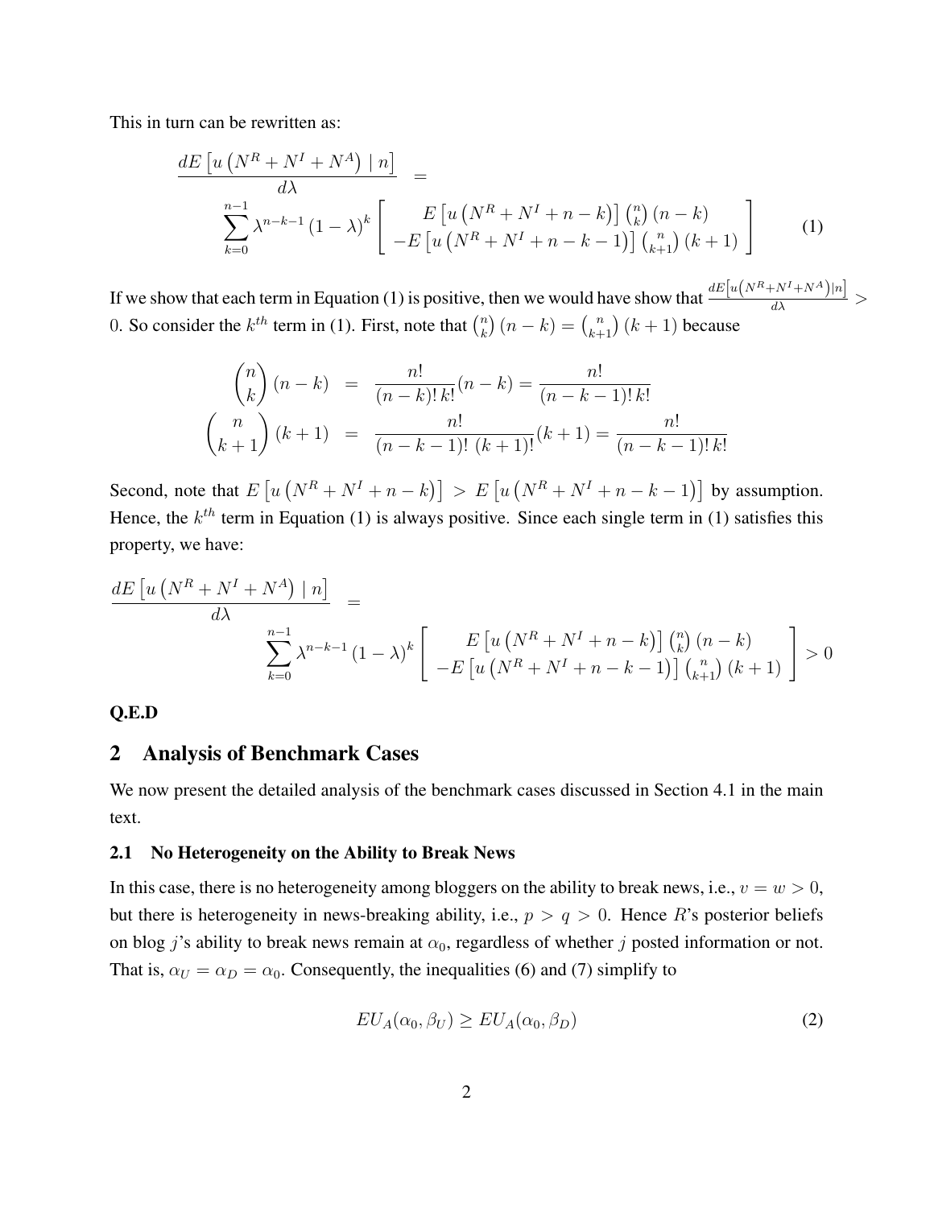This in turn can be rewritten as:

$$
\begin{aligned}
\frac{dE\left[u\left(N^R+N^I+N^A\right) \mid n\right]}{d\lambda} &= \\
&\sum_{k=0}^{n-1} \lambda^{n-k-1}\left(1-\lambda\right)^k \left[\begin{array}{c} E\left[u\left(N^R+N^I+n-k\right)\right]\binom{n}{k}(n-k) \\ -E\left[u\left(N^R+N^I+n-k-1\right)\right]\binom{n}{k+1}(k+1) \end{array}\right]
\end{aligned} \tag{1}
$$

If we show that each term in Equation (1) is positive, then we would have show that $\frac{dE\left[u\left(N^R+N^I+N^A\right)|n\right]}{d\lambda} > 0$. So consider the $k^{th}$ term in (1). First, note that $\binom{n}{k}(n-k) = \binom{n}{k+1}(k+1)$ because

$$
\begin{aligned}
\binom{n}{k}(n-k) &= \frac{n!}{(n-k)!\,k!}(n-k) = \frac{n!}{(n-k-1)!\,k!} \\
\binom{n}{k+1}(k+1) &= \frac{n!}{(n-k-1)!\,(k+1)!}(k+1) = \frac{n!}{(n-k-1)!\,k!}
\end{aligned}
$$

Second, note that $E\left[u\left(N^R+N^I+n-k\right)\right] > E\left[u\left(N^R+N^I+n-k-1\right)\right]$ by assumption. Hence, the $k^{th}$ term in Equation (1) is always positive. Since each single term in (1) satisfies this property, we have:

$$
\begin{aligned}
\frac{dE\left[u\left(N^R+N^I+N^A\right) \mid n\right]}{d\lambda} &= \\
&\sum_{k=0}^{n-1} \lambda^{n-k-1}\left(1-\lambda\right)^k \left[\begin{array}{c} E\left[u\left(N^R+N^I+n-k\right)\right]\binom{n}{k}(n-k) \\ -E\left[u\left(N^R+N^I+n-k-1\right)\right]\binom{n}{k+1}(k+1) \end{array}\right] > 0
\end{aligned}
$$

**Q.E.D**

## 2 Analysis of Benchmark Cases

We now present the detailed analysis of the benchmark cases discussed in Section 4.1 in the main text.

### 2.1 No Heterogeneity on the Ability to Break News

In this case, there is no heterogeneity among bloggers on the ability to break news, i.e., $v = w > 0$, but there is heterogeneity in news-breaking ability, i.e., $p > q > 0$. Hence $R$'s posterior beliefs on blog $j$'s ability to break news remain at $\alpha_0$, regardless of whether $j$ posted information or not. That is, $\alpha_U = \alpha_D = \alpha_0$. Consequently, the inequalities (6) and (7) simplify to

$$
EU_A(\alpha_0, \beta_U) \geq EU_A(\alpha_0, \beta_D) \tag{2}
$$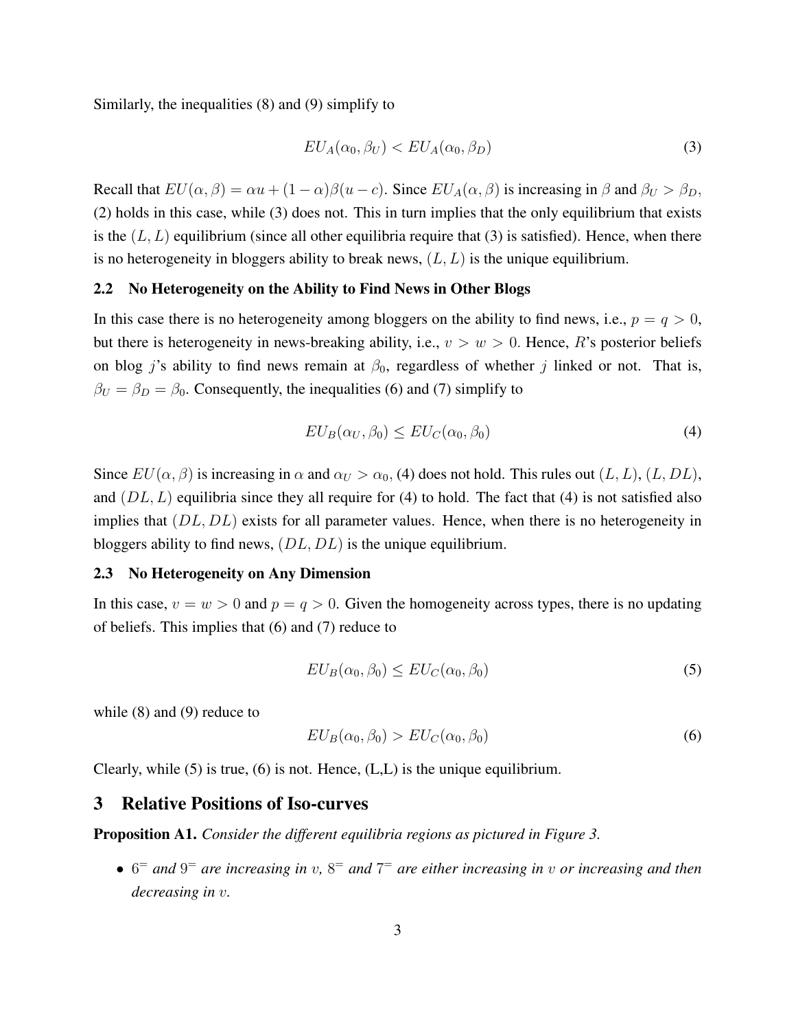Similarly, the inequalities (8) and (9) simplify to

$$EU_A(\alpha_0, \beta_U) < EU_A(\alpha_0, \beta_D) \tag{3}$$

Recall that $EU(\alpha, \beta) = \alpha u + (1 - \alpha)\beta(u - c)$. Since $EU_A(\alpha, \beta)$ is increasing in $\beta$ and $\beta_U > \beta_D$, (2) holds in this case, while (3) does not. This in turn implies that the only equilibrium that exists is the $(L, L)$ equilibrium (since all other equilibria require that (3) is satisfied). Hence, when there is no heterogeneity in bloggers ability to break news, $(L, L)$ is the unique equilibrium.

### 2.2 No Heterogeneity on the Ability to Find News in Other Blogs

In this case there is no heterogeneity among bloggers on the ability to find news, i.e., $p = q > 0$, but there is heterogeneity in news-breaking ability, i.e., $v > w > 0$. Hence, $R$'s posterior beliefs on blog $j$'s ability to find news remain at $\beta_0$, regardless of whether $j$ linked or not. That is, $\beta_U = \beta_D = \beta_0$. Consequently, the inequalities (6) and (7) simplify to

$$EU_B(\alpha_U, \beta_0) \leq EU_C(\alpha_0, \beta_0) \tag{4}$$

Since $EU(\alpha, \beta)$ is increasing in $\alpha$ and $\alpha_U > \alpha_0$, (4) does not hold. This rules out $(L, L)$, $(L, DL)$, and $(DL, L)$ equilibria since they all require for (4) to hold. The fact that (4) is not satisfied also implies that $(DL, DL)$ exists for all parameter values. Hence, when there is no heterogeneity in bloggers ability to find news, $(DL, DL)$ is the unique equilibrium.

### 2.3 No Heterogeneity on Any Dimension

In this case, $v = w > 0$ and $p = q > 0$. Given the homogeneity across types, there is no updating of beliefs. This implies that (6) and (7) reduce to

$$EU_B(\alpha_0, \beta_0) \leq EU_C(\alpha_0, \beta_0) \tag{5}$$

while (8) and (9) reduce to

$$EU_B(\alpha_0, \beta_0) > EU_C(\alpha_0, \beta_0) \tag{6}$$

Clearly, while (5) is true, (6) is not. Hence, (L,L) is the unique equilibrium.

## 3 Relative Positions of Iso-curves

**Proposition A1.** *Consider the different equilibria regions as pictured in Figure 3.*

- $6^{=}$ *and* $9^{=}$ *are increasing in* $v$*,* $8^{=}$ *and* $7^{=}$ *are either increasing in* $v$ *or increasing and then decreasing in* $v$*.*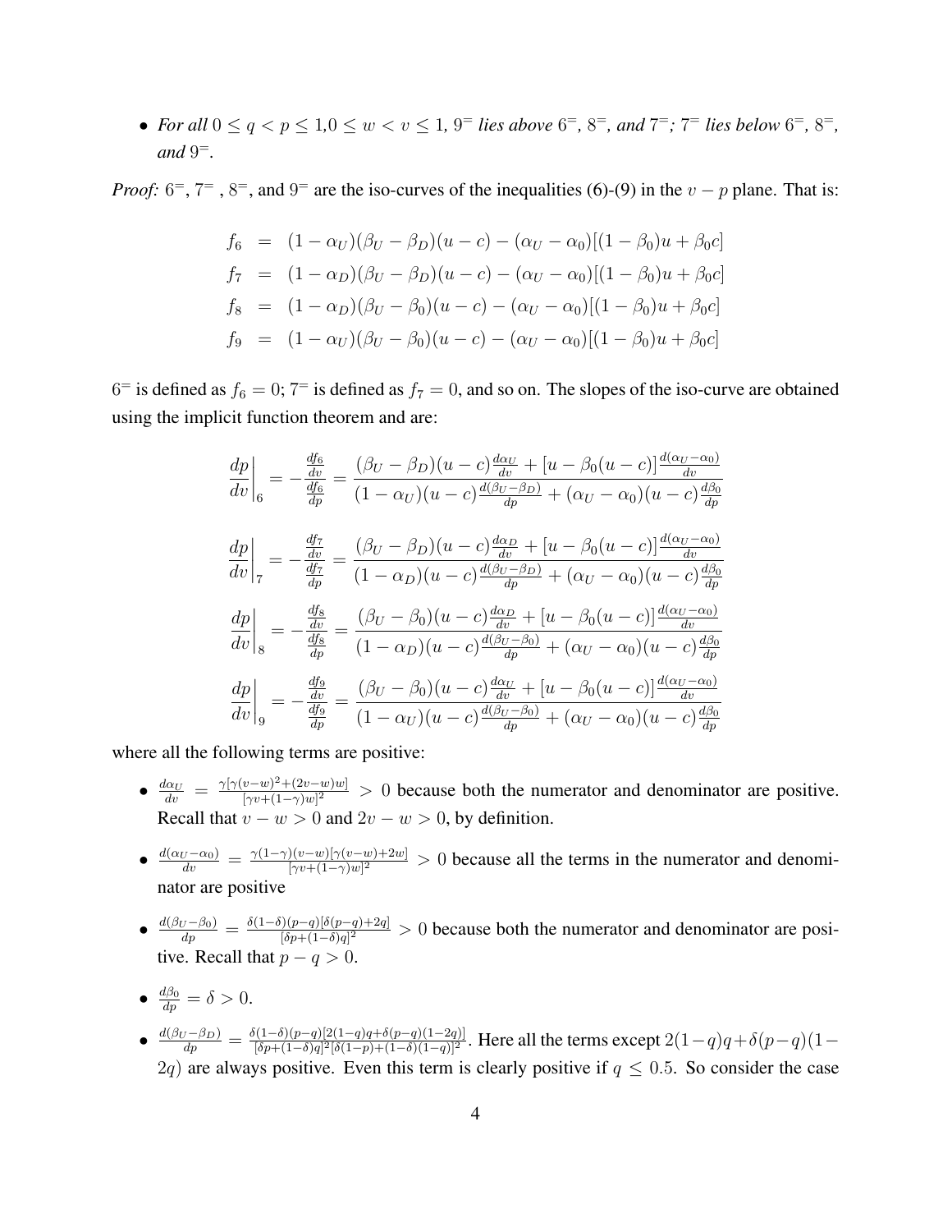- *For all $0 \leq q < p \leq 1, 0 \leq w < v \leq 1$, $9^=$ lies above $6^=$, $8^=$, and $7^=$; $7^=$ lies below $6^=$, $8^=$, and $9^=$.*

*Proof:* $6^=$, $7^=$, $8^=$, and $9^=$ are the iso-curves of the inequalities (6)-(9) in the $v-p$ plane. That is:

$$
\begin{aligned}
f_6 &= (1-\alpha_U)(\beta_U - \beta_D)(u-c) - (\alpha_U - \alpha_0)[(1-\beta_0)u + \beta_0 c] \\
f_7 &= (1-\alpha_D)(\beta_U - \beta_D)(u-c) - (\alpha_U - \alpha_0)[(1-\beta_0)u + \beta_0 c] \\
f_8 &= (1-\alpha_D)(\beta_U - \beta_0)(u-c) - (\alpha_U - \alpha_0)[(1-\beta_0)u + \beta_0 c] \\
f_9 &= (1-\alpha_U)(\beta_U - \beta_0)(u-c) - (\alpha_U - \alpha_0)[(1-\beta_0)u + \beta_0 c]
\end{aligned}
$$

$6^=$ is defined as $f_6 = 0$; $7^=$ is defined as $f_7 = 0$, and so on. The slopes of the iso-curve are obtained using the implicit function theorem and are:

$$
\left.\frac{dp}{dv}\right|_6 = -\frac{\frac{df_6}{dv}}{\frac{df_6}{dp}} = \frac{(\beta_U - \beta_D)(u-c)\frac{d\alpha_U}{dv} + [u - \beta_0(u-c)]\frac{d(\alpha_U - \alpha_0)}{dv}}{(1-\alpha_U)(u-c)\frac{d(\beta_U - \beta_D)}{dp} + (\alpha_U - \alpha_0)(u-c)\frac{d\beta_0}{dp}}
$$

$$
\left.\frac{dp}{dv}\right|_7 = -\frac{\frac{df_7}{dv}}{\frac{df_7}{dp}} = \frac{(\beta_U - \beta_D)(u-c)\frac{d\alpha_D}{dv} + [u - \beta_0(u-c)]\frac{d(\alpha_U - \alpha_0)}{dv}}{(1-\alpha_D)(u-c)\frac{d(\beta_U - \beta_D)}{dp} + (\alpha_U - \alpha_0)(u-c)\frac{d\beta_0}{dp}}
$$

$$
\left.\frac{dp}{dv}\right|_8 = -\frac{\frac{df_8}{dv}}{\frac{df_8}{dp}} = \frac{(\beta_U - \beta_0)(u-c)\frac{d\alpha_D}{dv} + [u - \beta_0(u-c)]\frac{d(\alpha_U - \alpha_0)}{dv}}{(1-\alpha_D)(u-c)\frac{d(\beta_U - \beta_0)}{dp} + (\alpha_U - \alpha_0)(u-c)\frac{d\beta_0}{dp}}
$$

$$
\left.\frac{dp}{dv}\right|_9 = -\frac{\frac{df_9}{dv}}{\frac{df_9}{dp}} = \frac{(\beta_U - \beta_0)(u-c)\frac{d\alpha_U}{dv} + [u - \beta_0(u-c)]\frac{d(\alpha_U - \alpha_0)}{dv}}{(1-\alpha_U)(u-c)\frac{d(\beta_U - \beta_0)}{dp} + (\alpha_U - \alpha_0)(u-c)\frac{d\beta_0}{dp}}
$$

where all the following terms are positive:

- $\frac{d\alpha_U}{dv} = \frac{\gamma[\gamma(v-w)^2 + (2v-w)w]}{[\gamma v + (1-\gamma)w]^2} > 0$ because both the numerator and denominator are positive. Recall that $v - w > 0$ and $2v - w > 0$, by definition.

- $\frac{d(\alpha_U - \alpha_0)}{dv} = \frac{\gamma(1-\gamma)(v-w)[\gamma(v-w)+2w]}{[\gamma v + (1-\gamma)w]^2} > 0$ because all the terms in the numerator and denominator are positive

- $\frac{d(\beta_U - \beta_0)}{dp} = \frac{\delta(1-\delta)(p-q)[\delta(p-q)+2q]}{[\delta p + (1-\delta)q]^2} > 0$ because both the numerator and denominator are positive. Recall that $p - q > 0$.

- $\frac{d\beta_0}{dp} = \delta > 0$.

- $\frac{d(\beta_U - \beta_D)}{dp} = \frac{\delta(1-\delta)(p-q)[2(1-q)q + \delta(p-q)(1-2q)]}{[\delta p + (1-\delta)q]^2[\delta(1-p) + (1-\delta)(1-q)]^2}$. Here all the terms except $2(1-q)q + \delta(p-q)(1-2q)$ are always positive. Even this term is clearly positive if $q \leq 0.5$. So consider the case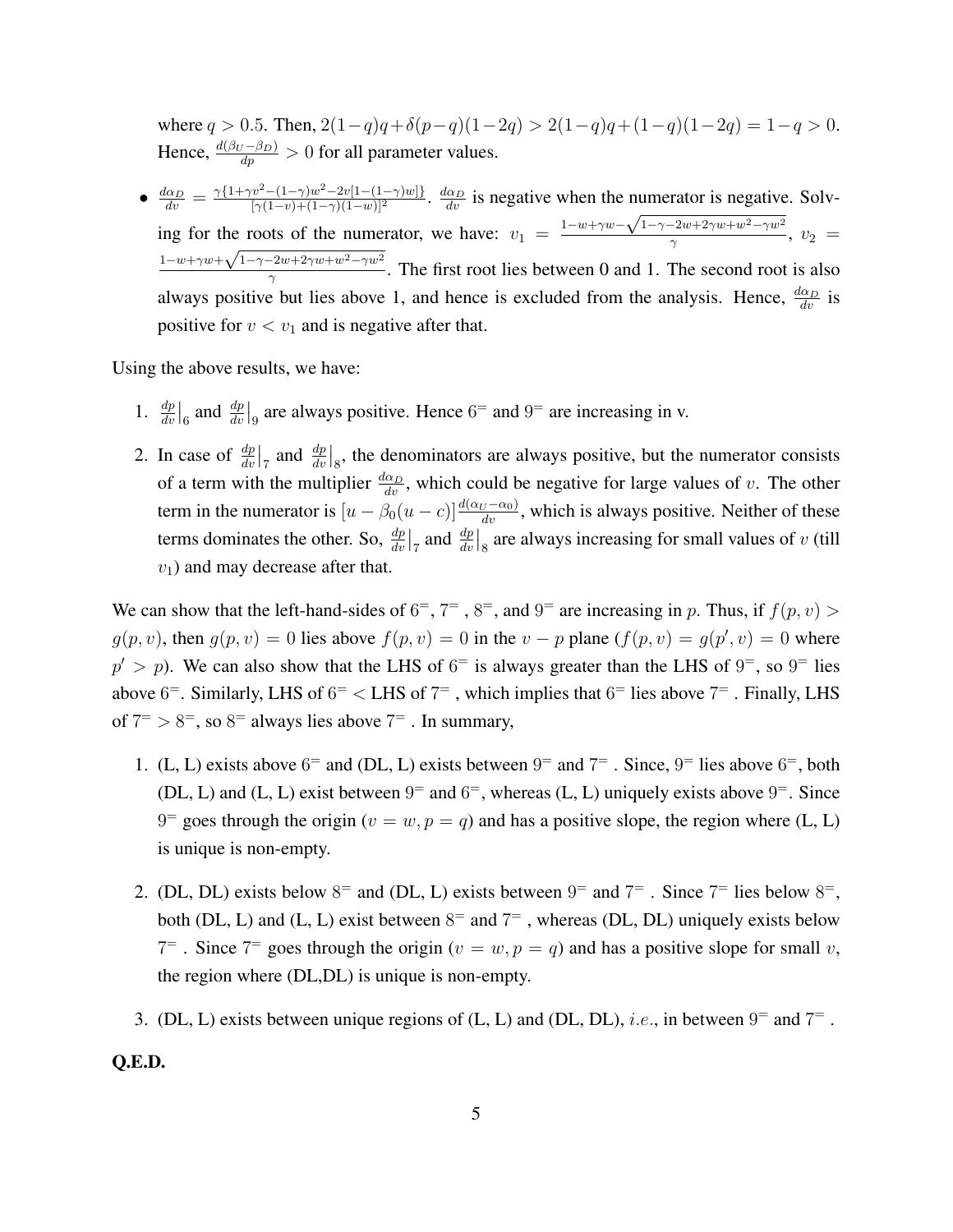where $q > 0.5$. Then, $2(1-q)q + \delta(p-q)(1-2q) > 2(1-q)q + (1-q)(1-2q) = 1-q > 0$. Hence, $\frac{d(\beta_U - \beta_D)}{dp} > 0$ for all parameter values.

- $\frac{d\alpha_D}{dv} = \frac{\gamma\{1+\gamma v^2 - (1-\gamma)w^2 - 2v[1-(1-\gamma)w]\}}{[\gamma(1-v)+(1-\gamma)(1-w)]^2}$. $\frac{d\alpha_D}{dv}$ is negative when the numerator is negative. Solving for the roots of the numerator, we have: $v_1 = \frac{1-w+\gamma w - \sqrt{1-\gamma-2w+2\gamma w+w^2-\gamma w^2}}{\gamma}$, $v_2 = \frac{1-w+\gamma w+\sqrt{1-\gamma-2w+2\gamma w+w^2-\gamma w^2}}{\gamma}$. The first root lies between 0 and 1. The second root is also always positive but lies above 1, and hence is excluded from the analysis. Hence, $\frac{d\alpha_D}{dv}$ is positive for $v < v_1$ and is negative after that.

Using the above results, we have:

1. $\frac{dp}{dv}\big|_6$ and $\frac{dp}{dv}\big|_9$ are always positive. Hence $6^=$ and $9^=$ are increasing in v.

2. In case of $\frac{dp}{dv}\big|_7$ and $\frac{dp}{dv}\big|_8$, the denominators are always positive, but the numerator consists of a term with the multiplier $\frac{d\alpha_D}{dv}$, which could be negative for large values of $v$. The other term in the numerator is $[u - \beta_0(u-c)]\frac{d(\alpha_U - \alpha_0)}{dv}$, which is always positive. Neither of these terms dominates the other. So, $\frac{dp}{dv}\big|_7$ and $\frac{dp}{dv}\big|_8$ are always increasing for small values of $v$ (till $v_1$) and may decrease after that.

We can show that the left-hand-sides of $6^=$, $7^=$, $8^=$, and $9^=$ are increasing in $p$. Thus, if $f(p,v) > g(p,v)$, then $g(p,v) = 0$ lies above $f(p,v) = 0$ in the $v-p$ plane ($f(p,v) = g(p',v) = 0$ where $p' > p$). We can also show that the LHS of $6^=$ is always greater than the LHS of $9^=$, so $9^=$ lies above $6^=$. Similarly, LHS of $6^=$ < LHS of $7^=$, which implies that $6^=$ lies above $7^=$. Finally, LHS of $7^= > 8^=$, so $8^=$ always lies above $7^=$. In summary,

1. (L, L) exists above $6^=$ and (DL, L) exists between $9^=$ and $7^=$. Since, $9^=$ lies above $6^=$, both (DL, L) and (L, L) exist between $9^=$ and $6^=$, whereas (L, L) uniquely exists above $9^=$. Since $9^=$ goes through the origin ($v = w, p = q$) and has a positive slope, the region where (L, L) is unique is non-empty.

2. (DL, DL) exists below $8^=$ and (DL, L) exists between $9^=$ and $7^=$. Since $7^=$ lies below $8^=$, both (DL, L) and (L, L) exist between $8^=$ and $7^=$, whereas (DL, DL) uniquely exists below $7^=$. Since $7^=$ goes through the origin ($v = w, p = q$) and has a positive slope for small $v$, the region where (DL,DL) is unique is non-empty.

3. (DL, L) exists between unique regions of (L, L) and (DL, DL), *i.e.*, in between $9^=$ and $7^=$.

**Q.E.D.**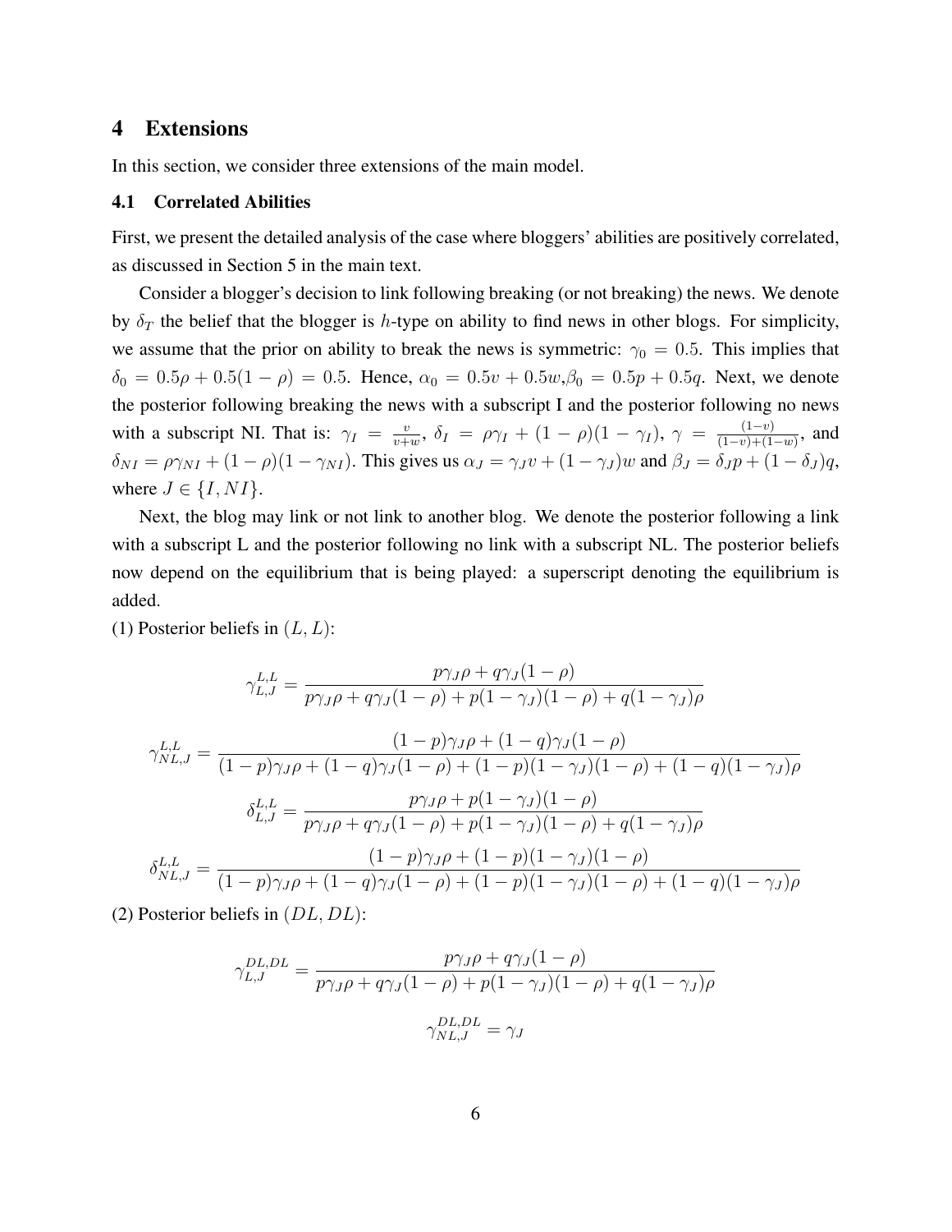# 4 Extensions

In this section, we consider three extensions of the main model.

## 4.1 Correlated Abilities

First, we present the detailed analysis of the case where bloggers' abilities are positively correlated, as discussed in Section 5 in the main text.

Consider a blogger's decision to link following breaking (or not breaking) the news. We denote by $\delta_T$ the belief that the blogger is $h$-type on ability to find news in other blogs. For simplicity, we assume that the prior on ability to break the news is symmetric: $\gamma_0 = 0.5$. This implies that $\delta_0 = 0.5\rho + 0.5(1-\rho) = 0.5$. Hence, $\alpha_0 = 0.5v + 0.5w$, $\beta_0 = 0.5p + 0.5q$. Next, we denote the posterior following breaking the news with a subscript I and the posterior following no news with a subscript NI. That is: $\gamma_I = \frac{v}{v+w}$, $\delta_I = \rho\gamma_I + (1-\rho)(1-\gamma_I)$, $\gamma = \frac{(1-v)}{(1-v)+(1-w)}$, and $\delta_{NI} = \rho\gamma_{NI} + (1-\rho)(1-\gamma_{NI})$. This gives us $\alpha_J = \gamma_J v + (1-\gamma_J)w$ and $\beta_J = \delta_J p + (1-\delta_J)q$, where $J \in \{I, NI\}$.

Next, the blog may link or not link to another blog. We denote the posterior following a link with a subscript L and the posterior following no link with a subscript NL. The posterior beliefs now depend on the equilibrium that is being played: a superscript denoting the equilibrium is added.

(1) Posterior beliefs in $(L, L)$:

$$\gamma_{L,J}^{L,L} = \frac{p\gamma_J\rho + q\gamma_J(1-\rho)}{p\gamma_J\rho + q\gamma_J(1-\rho) + p(1-\gamma_J)(1-\rho) + q(1-\gamma_J)\rho}$$

$$\gamma_{NL,J}^{L,L} = \frac{(1-p)\gamma_J\rho + (1-q)\gamma_J(1-\rho)}{(1-p)\gamma_J\rho + (1-q)\gamma_J(1-\rho) + (1-p)(1-\gamma_J)(1-\rho) + (1-q)(1-\gamma_J)\rho}$$

$$\delta_{L,J}^{L,L} = \frac{p\gamma_J\rho + p(1-\gamma_J)(1-\rho)}{p\gamma_J\rho + q\gamma_J(1-\rho) + p(1-\gamma_J)(1-\rho) + q(1-\gamma_J)\rho}$$

$$\delta_{NL,J}^{L,L} = \frac{(1-p)\gamma_J\rho + (1-p)(1-\gamma_J)(1-\rho)}{(1-p)\gamma_J\rho + (1-q)\gamma_J(1-\rho) + (1-p)(1-\gamma_J)(1-\rho) + (1-q)(1-\gamma_J)\rho}$$

(2) Posterior beliefs in $(DL, DL)$:

$$\gamma_{L,J}^{DL,DL} = \frac{p\gamma_J\rho + q\gamma_J(1-\rho)}{p\gamma_J\rho + q\gamma_J(1-\rho) + p(1-\gamma_J)(1-\rho) + q(1-\gamma_J)\rho}$$

$$\gamma_{NL,J}^{DL,DL} = \gamma_J$$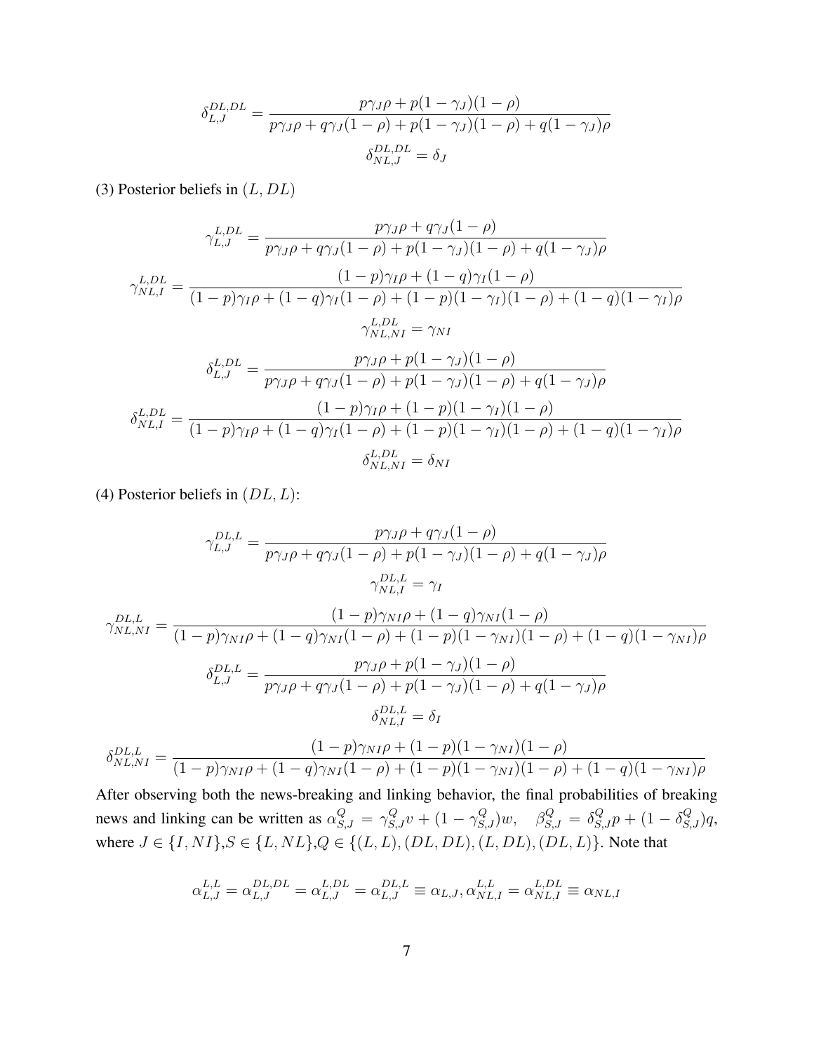$$\delta_{L,J}^{DL,DL} = \frac{p\gamma_J\rho + p(1-\gamma_J)(1-\rho)}{p\gamma_J\rho + q\gamma_J(1-\rho) + p(1-\gamma_J)(1-\rho) + q(1-\gamma_J)\rho}$$

$$\delta_{NL,J}^{DL,DL} = \delta_J$$

(3) Posterior beliefs in $(L, DL)$

$$\gamma_{L,J}^{L,DL} = \frac{p\gamma_J\rho + q\gamma_J(1-\rho)}{p\gamma_J\rho + q\gamma_J(1-\rho) + p(1-\gamma_J)(1-\rho) + q(1-\gamma_J)\rho}$$

$$\gamma_{NL,I}^{L,DL} = \frac{(1-p)\gamma_I\rho + (1-q)\gamma_I(1-\rho)}{(1-p)\gamma_I\rho + (1-q)\gamma_I(1-\rho) + (1-p)(1-\gamma_I)(1-\rho) + (1-q)(1-\gamma_I)\rho}$$

$$\gamma_{NL,NI}^{L,DL} = \gamma_{NI}$$

$$\delta_{L,J}^{L,DL} = \frac{p\gamma_J\rho + p(1-\gamma_J)(1-\rho)}{p\gamma_J\rho + q\gamma_J(1-\rho) + p(1-\gamma_J)(1-\rho) + q(1-\gamma_J)\rho}$$

$$\delta_{NL,I}^{L,DL} = \frac{(1-p)\gamma_I\rho + (1-p)(1-\gamma_I)(1-\rho)}{(1-p)\gamma_I\rho + (1-q)\gamma_I(1-\rho) + (1-p)(1-\gamma_I)(1-\rho) + (1-q)(1-\gamma_I)\rho}$$

$$\delta_{NL,NI}^{L,DL} = \delta_{NI}$$

(4) Posterior beliefs in $(DL, L)$:

$$\gamma_{L,J}^{DL,L} = \frac{p\gamma_J\rho + q\gamma_J(1-\rho)}{p\gamma_J\rho + q\gamma_J(1-\rho) + p(1-\gamma_J)(1-\rho) + q(1-\gamma_J)\rho}$$

$$\gamma_{NL,I}^{DL,L} = \gamma_I$$

$$\gamma_{NL,NI}^{DL,L} = \frac{(1-p)\gamma_{NI}\rho + (1-q)\gamma_{NI}(1-\rho)}{(1-p)\gamma_{NI}\rho + (1-q)\gamma_{NI}(1-\rho) + (1-p)(1-\gamma_{NI})(1-\rho) + (1-q)(1-\gamma_{NI})\rho}$$

$$\delta_{L,J}^{DL,L} = \frac{p\gamma_J\rho + p(1-\gamma_J)(1-\rho)}{p\gamma_J\rho + q\gamma_J(1-\rho) + p(1-\gamma_J)(1-\rho) + q(1-\gamma_J)\rho}$$

$$\delta_{NL,I}^{DL,L} = \delta_I$$

$$\delta_{NL,NI}^{DL,L} = \frac{(1-p)\gamma_{NI}\rho + (1-p)(1-\gamma_{NI})(1-\rho)}{(1-p)\gamma_{NI}\rho + (1-q)\gamma_{NI}(1-\rho) + (1-p)(1-\gamma_{NI})(1-\rho) + (1-q)(1-\gamma_{NI})\rho}$$

After observing both the news-breaking and linking behavior, the final probabilities of breaking news and linking can be written as $\alpha_{S,J}^Q = \gamma_{S,J}^Q v + (1-\gamma_{S,J}^Q)w$, $\beta_{S,J}^Q = \delta_{S,J}^Q p + (1-\delta_{S,J}^Q)q$, where $J \in \{I, NI\}$,$S \in \{L, NL\}$,$Q \in \{(L,L),(DL,DL),(L,DL),(DL,L)\}$. Note that

$$\alpha_{L,J}^{L,L} = \alpha_{L,J}^{DL,DL} = \alpha_{L,J}^{L,DL} = \alpha_{L,J}^{DL,L} \equiv \alpha_{L,J}, \alpha_{NL,I}^{L,L} = \alpha_{NL,I}^{L,DL} \equiv \alpha_{NL,I}$$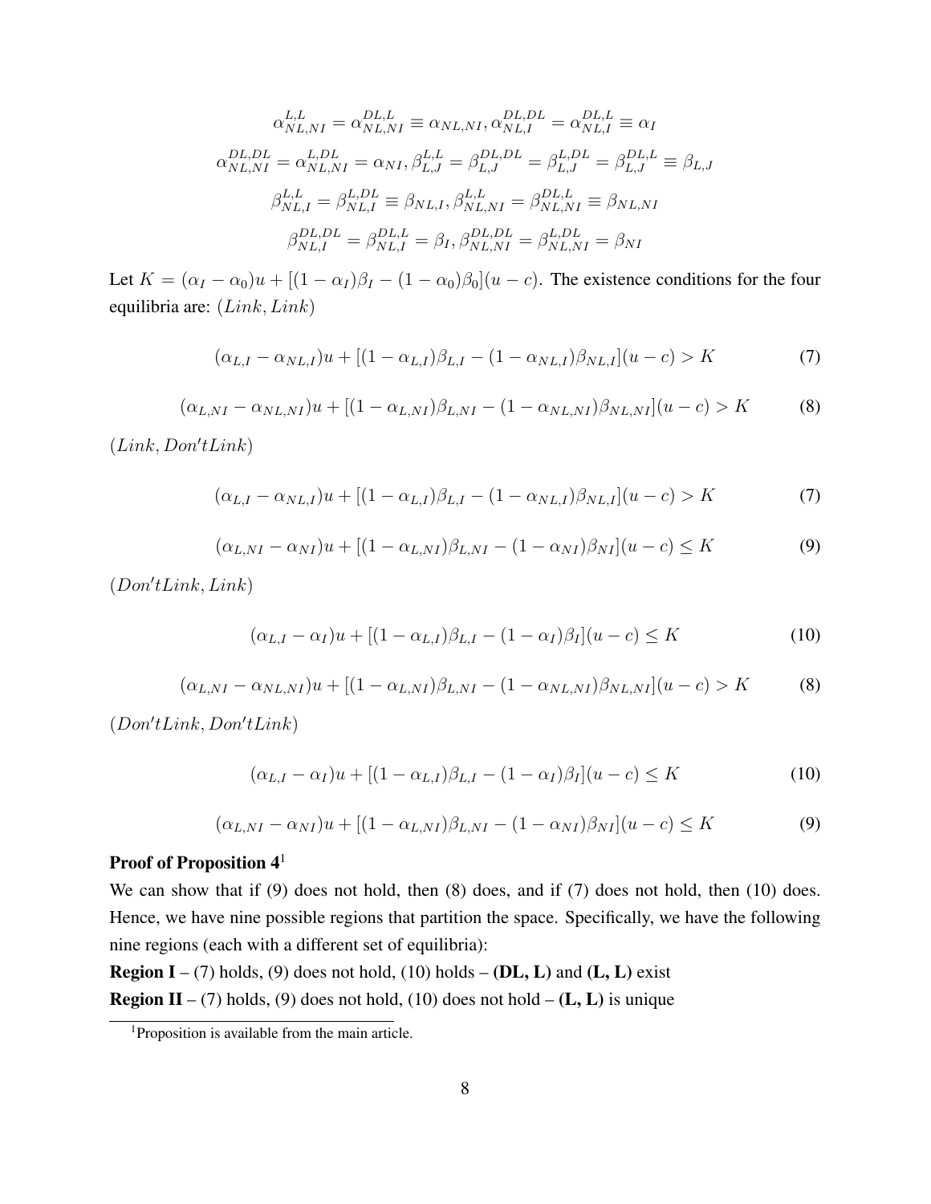$$\alpha_{NL,NI}^{L,L} = \alpha_{NL,NI}^{DL,L} \equiv \alpha_{NL,NI}, \alpha_{NL,I}^{DL,DL} = \alpha_{NL,I}^{DL,L} \equiv \alpha_I$$

$$\alpha_{NL,NI}^{DL,DL} = \alpha_{NL,NI}^{L,DL} = \alpha_{NI}, \beta_{L,J}^{L,L} = \beta_{L,J}^{DL,DL} = \beta_{L,J}^{L,DL} = \beta_{L,J}^{DL,L} \equiv \beta_{L,J}$$

$$\beta_{NL,I}^{L,L} = \beta_{NL,I}^{L,DL} \equiv \beta_{NL,I}, \beta_{NL,NI}^{L,L} = \beta_{NL,NI}^{DL,L} \equiv \beta_{NL,NI}$$

$$\beta_{NL,I}^{DL,DL} = \beta_{NL,I}^{DL,L} = \beta_I, \beta_{NL,NI}^{DL,DL} = \beta_{NL,NI}^{L,DL} = \beta_{NI}$$

Let $K = (\alpha_I - \alpha_0)u + [(1-\alpha_I)\beta_I - (1-\alpha_0)\beta_0](u-c)$. The existence conditions for the four equilibria are: $(Link, Link)$

$$(\alpha_{L,I} - \alpha_{NL,I})u + [(1-\alpha_{L,I})\beta_{L,I} - (1-\alpha_{NL,I})\beta_{NL,I}](u-c) > K \tag{7}$$

$$(\alpha_{L,NI} - \alpha_{NL,NI})u + [(1-\alpha_{L,NI})\beta_{L,NI} - (1-\alpha_{NL,NI})\beta_{NL,NI}](u-c) > K \tag{8}$$

$(Link, Don'tLink)$

$$(\alpha_{L,I} - \alpha_{NL,I})u + [(1-\alpha_{L,I})\beta_{L,I} - (1-\alpha_{NL,I})\beta_{NL,I}](u-c) > K \tag{7}$$

$$(\alpha_{L,NI} - \alpha_{NI})u + [(1-\alpha_{L,NI})\beta_{L,NI} - (1-\alpha_{NI})\beta_{NI}](u-c) \leq K \tag{9}$$

$(Don'tLink, Link)$

$$(\alpha_{L,I} - \alpha_I)u + [(1-\alpha_{L,I})\beta_{L,I} - (1-\alpha_I)\beta_I](u-c) \leq K \tag{10}$$

$$(\alpha_{L,NI} - \alpha_{NL,NI})u + [(1-\alpha_{L,NI})\beta_{L,NI} - (1-\alpha_{NL,NI})\beta_{NL,NI}](u-c) > K \tag{8}$$

$(Don'tLink, Don'tLink)$

$$(\alpha_{L,I} - \alpha_I)u + [(1-\alpha_{L,I})\beta_{L,I} - (1-\alpha_I)\beta_I](u-c) \leq K \tag{10}$$

$$(\alpha_{L,NI} - \alpha_{NI})u + [(1-\alpha_{L,NI})\beta_{L,NI} - (1-\alpha_{NI})\beta_{NI}](u-c) \leq K \tag{9}$$

**Proof of Proposition 4**[1]

We can show that if (9) does not hold, then (8) does, and if (7) does not hold, then (10) does. Hence, we have nine possible regions that partition the space. Specifically, we have the following nine regions (each with a different set of equilibria):

**Region I** – (7) holds, (9) does not hold, (10) holds – **(DL, L)** and **(L, L)** exist

**Region II** – (7) holds, (9) does not hold, (10) does not hold – **(L, L)** is unique

[1] Proposition is available from the main article.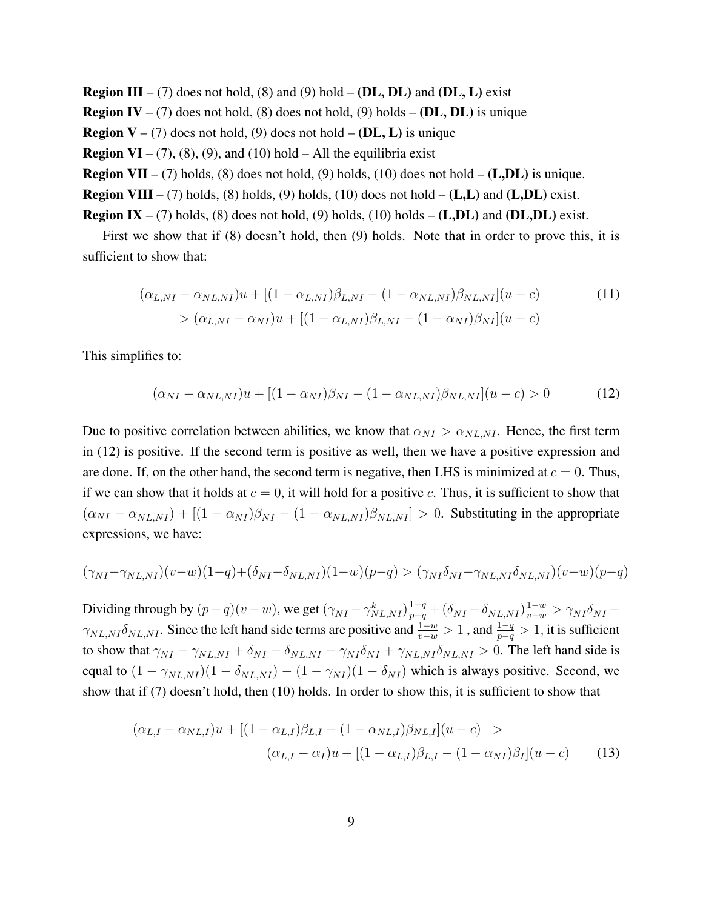**Region III** – (7) does not hold, (8) and (9) hold – **(DL, DL)** and **(DL, L)** exist

**Region IV** – (7) does not hold, (8) does not hold, (9) holds – **(DL, DL)** is unique

**Region V** – (7) does not hold, (9) does not hold – **(DL, L)** is unique

**Region VI** – (7), (8), (9), and (10) hold – All the equilibria exist

**Region VII** – (7) holds, (8) does not hold, (9) holds, (10) does not hold – **(L,DL)** is unique.

**Region VIII** – (7) holds, (8) holds, (9) holds, (10) does not hold – **(L,L)** and **(L,DL)** exist.

**Region IX** – (7) holds, (8) does not hold, (9) holds, (10) holds – **(L,DL)** and **(DL,DL)** exist.

First we show that if (8) doesn't hold, then (9) holds. Note that in order to prove this, it is sufficient to show that:

$$
\begin{aligned}
&(\alpha_{L,NI} - \alpha_{NL,NI})u + [(1-\alpha_{L,NI})\beta_{L,NI} - (1-\alpha_{NL,NI})\beta_{NL,NI}](u-c) \\
&\qquad > (\alpha_{L,NI} - \alpha_{NI})u + [(1-\alpha_{L,NI})\beta_{L,NI} - (1-\alpha_{NI})\beta_{NI}](u-c)
\end{aligned} \tag{11}
$$

This simplifies to:

$$
(\alpha_{NI} - \alpha_{NL,NI})u + [(1-\alpha_{NI})\beta_{NI} - (1-\alpha_{NL,NI})\beta_{NL,NI}](u-c) > 0 \tag{12}
$$

Due to positive correlation between abilities, we know that $\alpha_{NI} > \alpha_{NL,NI}$. Hence, the first term in (12) is positive. If the second term is positive as well, then we have a positive expression and are done. If, on the other hand, the second term is negative, then LHS is minimized at $c = 0$. Thus, if we can show that it holds at $c = 0$, it will hold for a positive $c$. Thus, it is sufficient to show that $(\alpha_{NI} - \alpha_{NL,NI}) + [(1-\alpha_{NI})\beta_{NI} - (1-\alpha_{NL,NI})\beta_{NL,NI}] > 0$. Substituting in the appropriate expressions, we have:

$$
(\gamma_{NI} - \gamma_{NL,NI})(v-w)(1-q) + (\delta_{NI} - \delta_{NL,NI})(1-w)(p-q) > (\gamma_{NI}\delta_{NI} - \gamma_{NL,NI}\delta_{NL,NI})(v-w)(p-q)
$$

Dividing through by $(p-q)(v-w)$, we get $(\gamma_{NI} - \gamma^{k}_{NL,NI})\frac{1-q}{p-q} + (\delta_{NI} - \delta_{NL,NI})\frac{1-w}{v-w} > \gamma_{NI}\delta_{NI} - \gamma_{NL,NI}\delta_{NL,NI}$. Since the left hand side terms are positive and $\frac{1-w}{v-w} > 1$ , and $\frac{1-q}{p-q} > 1$, it is sufficient to show that $\gamma_{NI} - \gamma_{NL,NI} + \delta_{NI} - \delta_{NL,NI} - \gamma_{NI}\delta_{NI} + \gamma_{NL,NI}\delta_{NL,NI} > 0$. The left hand side is equal to $(1-\gamma_{NL,NI})(1-\delta_{NL,NI}) - (1-\gamma_{NI})(1-\delta_{NI})$ which is always positive. Second, we show that if (7) doesn't hold, then (10) holds. In order to show this, it is sufficient to show that

$$
\begin{aligned}
&(\alpha_{L,I} - \alpha_{NL,I})u + [(1-\alpha_{L,I})\beta_{L,I} - (1-\alpha_{NL,I})\beta_{NL,I}](u-c) \quad > \\
&\qquad (\alpha_{L,I} - \alpha_{I})u + [(1-\alpha_{L,I})\beta_{L,I} - (1-\alpha_{NI})\beta_{I}](u-c)
\end{aligned} \tag{13}
$$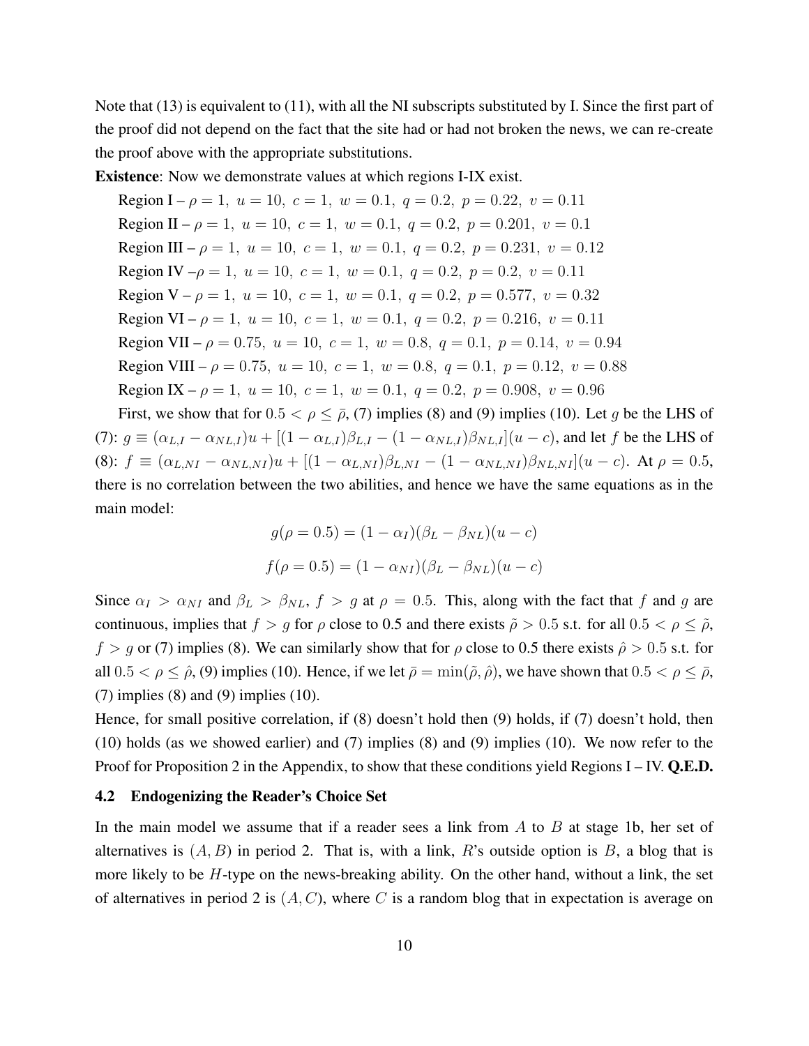Note that (13) is equivalent to (11), with all the NI subscripts substituted by I. Since the first part of the proof did not depend on the fact that the site had or had not broken the news, we can re-create the proof above with the appropriate substitutions.

**Existence**: Now we demonstrate values at which regions I-IX exist.

Region I – $\rho = 1,\ u = 10,\ c = 1,\ w = 0.1,\ q = 0.2,\ p = 0.22,\ v = 0.11$

Region II – $\rho = 1,\ u = 10,\ c = 1,\ w = 0.1,\ q = 0.2,\ p = 0.201,\ v = 0.1$

Region III – $\rho = 1,\ u = 10,\ c = 1,\ w = 0.1,\ q = 0.2,\ p = 0.231,\ v = 0.12$

Region IV –$\rho = 1,\ u = 10,\ c = 1,\ w = 0.1,\ q = 0.2,\ p = 0.2,\ v = 0.11$

Region V – $\rho = 1,\ u = 10,\ c = 1,\ w = 0.1,\ q = 0.2,\ p = 0.577,\ v = 0.32$

Region VI – $\rho = 1,\ u = 10,\ c = 1,\ w = 0.1,\ q = 0.2,\ p = 0.216,\ v = 0.11$

Region VII – $\rho = 0.75,\ u = 10,\ c = 1,\ w = 0.8,\ q = 0.1,\ p = 0.14,\ v = 0.94$

Region VIII – $\rho = 0.75,\ u = 10,\ c = 1,\ w = 0.8,\ q = 0.1,\ p = 0.12,\ v = 0.88$

Region IX – $\rho = 1,\ u = 10,\ c = 1,\ w = 0.1,\ q = 0.2,\ p = 0.908,\ v = 0.96$

First, we show that for $0.5 < \rho \leq \bar{\rho}$, (7) implies (8) and (9) implies (10). Let $g$ be the LHS of (7): $g \equiv (\alpha_{L,I} - \alpha_{NL,I})u + [(1-\alpha_{L,I})\beta_{L,I} - (1-\alpha_{NL,I})\beta_{NL,I}](u-c)$, and let $f$ be the LHS of (8): $f \equiv (\alpha_{L,NI} - \alpha_{NL,NI})u + [(1-\alpha_{L,NI})\beta_{L,NI} - (1-\alpha_{NL,NI})\beta_{NL,NI}](u-c)$. At $\rho = 0.5$, there is no correlation between the two abilities, and hence we have the same equations as in the main model:

$$g(\rho = 0.5) = (1-\alpha_I)(\beta_L - \beta_{NL})(u-c)$$

$$f(\rho = 0.5) = (1-\alpha_{NI})(\beta_L - \beta_{NL})(u-c)$$

Since $\alpha_I > \alpha_{NI}$ and $\beta_L > \beta_{NL}$, $f > g$ at $\rho = 0.5$. This, along with the fact that $f$ and $g$ are continuous, implies that $f > g$ for $\rho$ close to 0.5 and there exists $\tilde{\rho} > 0.5$ s.t. for all $0.5 < \rho \leq \tilde{\rho}$, $f > g$ or (7) implies (8). We can similarly show that for $\rho$ close to 0.5 there exists $\hat{\rho} > 0.5$ s.t. for all $0.5 < \rho \leq \hat{\rho}$, (9) implies (10). Hence, if we let $\bar{\rho} = \min(\tilde{\rho}, \hat{\rho})$, we have shown that $0.5 < \rho \leq \bar{\rho}$, (7) implies (8) and (9) implies (10).

Hence, for small positive correlation, if (8) doesn't hold then (9) holds, if (7) doesn't hold, then (10) holds (as we showed earlier) and (7) implies (8) and (9) implies (10). We now refer to the Proof for Proposition 2 in the Appendix, to show that these conditions yield Regions I – IV. **Q.E.D.**

### 4.2 Endogenizing the Reader's Choice Set

In the main model we assume that if a reader sees a link from $A$ to $B$ at stage 1b, her set of alternatives is $(A, B)$ in period 2. That is, with a link, $R$'s outside option is $B$, a blog that is more likely to be $H$-type on the news-breaking ability. On the other hand, without a link, the set of alternatives in period 2 is $(A, C)$, where $C$ is a random blog that in expectation is average on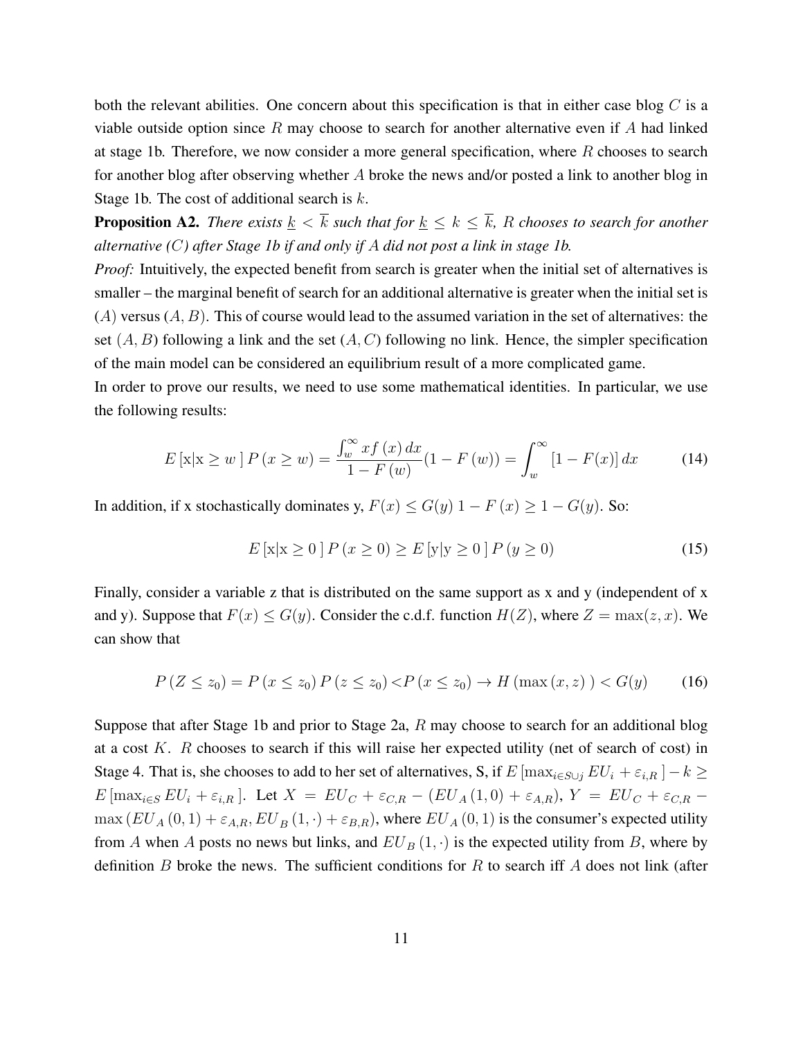both the relevant abilities. One concern about this specification is that in either case blog $C$ is a viable outside option since $R$ may choose to search for another alternative even if $A$ had linked at stage 1b. Therefore, we now consider a more general specification, where $R$ chooses to search for another blog after observing whether $A$ broke the news and/or posted a link to another blog in Stage 1b. The cost of additional search is $k$.

**Proposition A2.** *There exists $\underline{k} < \overline{k}$ such that for $\underline{k} \leq k \leq \overline{k}$, $R$ chooses to search for another alternative ($C$) after Stage 1b if and only if $A$ did not post a link in stage 1b.*

*Proof:* Intuitively, the expected benefit from search is greater when the initial set of alternatives is smaller – the marginal benefit of search for an additional alternative is greater when the initial set is $(A)$ versus $(A, B)$. This of course would lead to the assumed variation in the set of alternatives: the set $(A, B)$ following a link and the set $(A, C)$ following no link. Hence, the simpler specification of the main model can be considered an equilibrium result of a more complicated game.

In order to prove our results, we need to use some mathematical identities. In particular, we use the following results:

$$E\left[\text{x}|\text{x} \geq w\ \right] P\left(x \geq w\right) = \frac{\int_{w}^{\infty} xf\left(x\right)dx}{1 - F\left(w\right)}(1 - F\left(w\right)) = \int_{w}^{\infty} \left[1 - F(x)\right]dx \tag{14}$$

In addition, if x stochastically dominates y, $F(x) \leq G(y)$ $1 - F\left(x\right) \geq 1 - G(y)$. So:

$$E\left[\text{x}|\text{x} \geq 0\ \right] P\left(x \geq 0\right) \geq E\left[\text{y}|\text{y} \geq 0\ \right] P\left(y \geq 0\right) \tag{15}$$

Finally, consider a variable z that is distributed on the same support as x and y (independent of x and y). Suppose that $F(x) \leq G(y)$. Consider the c.d.f. function $H(Z)$, where $Z = \max(z, x)$. We can show that

$$P\left(Z \leq z_0\right) = P\left(x \leq z_0\right) P\left(z \leq z_0\right) < P\left(x \leq z_0\right) \rightarrow H\left(\max\left(x, z\right)\ \right) < G(y) \tag{16}$$

Suppose that after Stage 1b and prior to Stage 2a, $R$ may choose to search for an additional blog at a cost $K$. $R$ chooses to search if this will raise her expected utility (net of search of cost) in Stage 4. That is, she chooses to add to her set of alternatives, S, if $E\left[\max_{i \in S \cup j} EU_i + \varepsilon_{i,R}\ \right] - k \geq E\left[\max_{i \in S} EU_i + \varepsilon_{i,R}\ \right]$. Let $X = EU_C + \varepsilon_{C,R} - \left(EU_A\left(1, 0\right) + \varepsilon_{A,R}\right)$, $Y = EU_C + \varepsilon_{C,R} - \max\left(EU_A\left(0, 1\right) + \varepsilon_{A,R}, EU_B\left(1, \cdot\right) + \varepsilon_{B,R}\right)$, where $EU_A\left(0, 1\right)$ is the consumer's expected utility from $A$ when $A$ posts no news but links, and $EU_B\left(1, \cdot\right)$ is the expected utility from $B$, where by definition $B$ broke the news. The sufficient conditions for $R$ to search iff $A$ does not link (after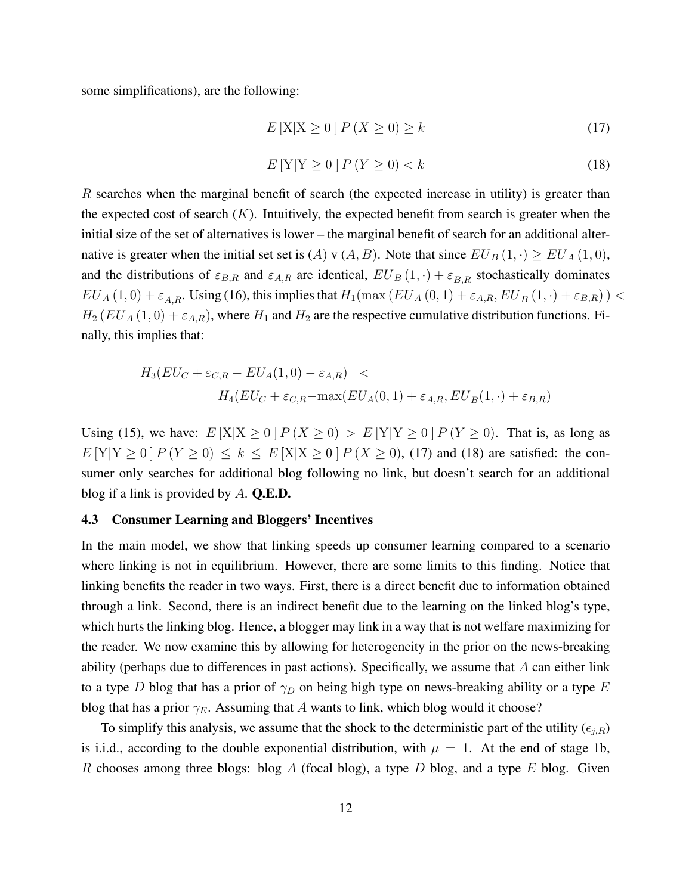some simplifications), are the following:

$$E\left[\mathrm{X}|\mathrm{X} \geq 0\,\right] P\left(X \geq 0\right) \geq k \tag{17}$$

$$E\left[\mathrm{Y}|\mathrm{Y} \geq 0\,\right] P\left(Y \geq 0\right) < k \tag{18}$$

$R$ searches when the marginal benefit of search (the expected increase in utility) is greater than the expected cost of search ($K$). Intuitively, the expected benefit from search is greater when the initial size of the set of alternatives is lower – the marginal benefit of search for an additional alternative is greater when the initial set set is $(A)$ v $(A, B)$. Note that since $EU_B\left(1, \cdot\right) \geq EU_A\left(1, 0\right)$, and the distributions of $\varepsilon_{B,R}$ and $\varepsilon_{A,R}$ are identical, $EU_B\left(1, \cdot\right) + \varepsilon_{B,R}$ stochastically dominates $EU_A\left(1, 0\right) + \varepsilon_{A,R}$. Using (16), this implies that $H_1(\max\left(EU_A\left(0, 1\right) + \varepsilon_{A,R}, EU_B\left(1, \cdot\right) + \varepsilon_{B,R}\right)) < H_2\left(EU_A\left(1, 0\right) + \varepsilon_{A,R}\right)$, where $H_1$ and $H_2$ are the respective cumulative distribution functions. Finally, this implies that:

$$\begin{aligned} H_3(EU_C + \varepsilon_{C,R} - EU_A(1,0) - \varepsilon_{A,R}) \quad &< \\ H_4(EU_C + \varepsilon_{C,R} - &\max(EU_A(0,1) + \varepsilon_{A,R}, EU_B(1,\cdot) + \varepsilon_{B,R}) \end{aligned}$$

Using (15), we have: $E\left[\mathrm{X}|\mathrm{X} \geq 0\,\right] P\left(X \geq 0\right) > E\left[\mathrm{Y}|\mathrm{Y} \geq 0\,\right] P\left(Y \geq 0\right)$. That is, as long as $E\left[\mathrm{Y}|\mathrm{Y} \geq 0\,\right] P\left(Y \geq 0\right) \leq k \leq E\left[\mathrm{X}|\mathrm{X} \geq 0\,\right] P\left(X \geq 0\right)$, (17) and (18) are satisfied: the consumer only searches for additional blog following no link, but doesn't search for an additional blog if a link is provided by $A$. **Q.E.D.**

### 4.3 Consumer Learning and Bloggers' Incentives

In the main model, we show that linking speeds up consumer learning compared to a scenario where linking is not in equilibrium. However, there are some limits to this finding. Notice that linking benefits the reader in two ways. First, there is a direct benefit due to information obtained through a link. Second, there is an indirect benefit due to the learning on the linked blog's type, which hurts the linking blog. Hence, a blogger may link in a way that is not welfare maximizing for the reader. We now examine this by allowing for heterogeneity in the prior on the news-breaking ability (perhaps due to differences in past actions). Specifically, we assume that $A$ can either link to a type $D$ blog that has a prior of $\gamma_D$ on being high type on news-breaking ability or a type $E$ blog that has a prior $\gamma_E$. Assuming that $A$ wants to link, which blog would it choose?

To simplify this analysis, we assume that the shock to the deterministic part of the utility ($\epsilon_{j,R}$) is i.i.d., according to the double exponential distribution, with $\mu = 1$. At the end of stage 1b, $R$ chooses among three blogs: blog $A$ (focal blog), a type $D$ blog, and a type $E$ blog. Given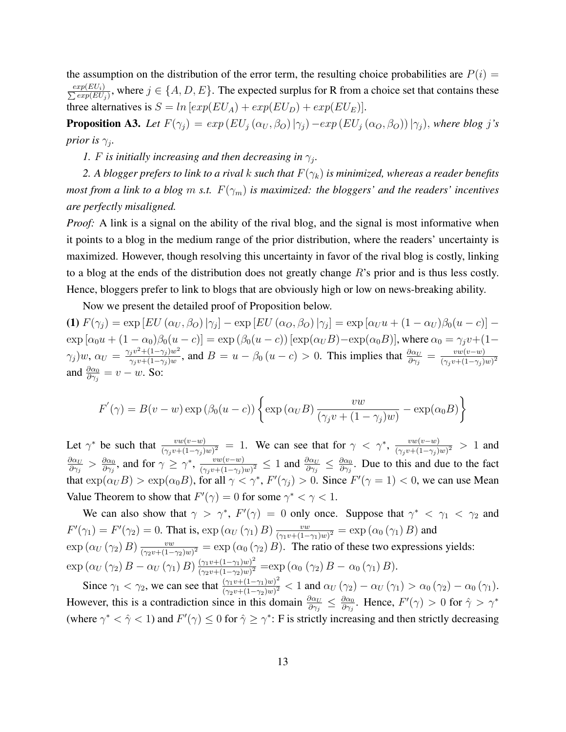the assumption on the distribution of the error term, the resulting choice probabilities are $P(i) = \frac{exp(EU_i)}{\sum exp(EU_j)}$, where $j \in \{A, D, E\}$. The expected surplus for R from a choice set that contains these three alternatives is $S = ln\left[exp(EU_A) + exp(EU_D) + exp(EU_E)\right]$.

**Proposition A3.** *Let* $F(\gamma_j) = exp\left(EU_j\left(\alpha_U, \beta_O\right)|\gamma_j\right) - exp\left(EU_j\left(\alpha_O, \beta_O\right)\right)|\gamma_j)$, *where blog j's prior is* $\gamma_j$.

*1.* $F$ *is initially increasing and then decreasing in* $\gamma_j$.

*2. A blogger prefers to link to a rival* $k$ *such that* $F(\gamma_k)$ *is minimized, whereas a reader benefits most from a link to a blog* $m$ *s.t.* $F(\gamma_m)$ *is maximized: the bloggers' and the readers' incentives are perfectly misaligned.*

*Proof:* A link is a signal on the ability of the rival blog, and the signal is most informative when it points to a blog in the medium range of the prior distribution, where the readers' uncertainty is maximized. However, though resolving this uncertainty in favor of the rival blog is costly, linking to a blog at the ends of the distribution does not greatly change $R$'s prior and is thus less costly. Hence, bloggers prefer to link to blogs that are obviously high or low on news-breaking ability.

Now we present the detailed proof of Proposition below.

**(1)** $F(\gamma_j) = \exp\left[EU\left(\alpha_U, \beta_O\right)|\gamma_j\right] - \exp\left[EU\left(\alpha_O, \beta_O\right)|\gamma_j\right] = \exp\left[\alpha_U u + (1-\alpha_U)\beta_0(u-c)\right] - \exp\left[\alpha_0 u + (1-\alpha_0)\beta_0(u-c)\right] = \exp\left(\beta_0(u-c)\right)\left[\exp(\alpha_U B) - \exp(\alpha_0 B)\right]$, where $\alpha_0 = \gamma_j v + (1-\gamma_j)w$, $\alpha_U = \frac{\gamma_j v^2 + (1-\gamma_j)w^2}{\gamma_j v + (1-\gamma_j)w}$, and $B = u - \beta_0\left(u-c\right) > 0$. This implies that $\frac{\partial \alpha_U}{\partial \gamma_j} = \frac{vw(v-w)}{(\gamma_j v + (1-\gamma_j)w)^2}$ and $\frac{\partial \alpha_0}{\partial \gamma_j} = v - w$. So:

$$F'(\gamma) = B(v-w)\exp\left(\beta_0(u-c)\right)\left\{\exp\left(\alpha_U B\right)\frac{vw}{(\gamma_j v + (1-\gamma_j)w)} - \exp(\alpha_0 B)\right\}$$

Let $\gamma^*$ be such that $\frac{vw(v-w)}{(\gamma_j v + (1-\gamma_j)w)^2} = 1$. We can see that for $\gamma < \gamma^*$, $\frac{vw(v-w)}{(\gamma_j v + (1-\gamma_j)w)^2} > 1$ and $\frac{\partial \alpha_U}{\partial \gamma_j} > \frac{\partial \alpha_0}{\partial \gamma_j}$, and for $\gamma \geq \gamma^*$, $\frac{vw(v-w)}{(\gamma_j v + (1-\gamma_j)w)^2} \leq 1$ and $\frac{\partial \alpha_U}{\partial \gamma_j} \leq \frac{\partial \alpha_0}{\partial \gamma_j}$. Due to this and due to the fact that $\exp(\alpha_U B) > \exp(\alpha_0 B)$, for all $\gamma < \gamma^*$, $F'(\gamma_j) > 0$. Since $F'(\gamma = 1) < 0$, we can use Mean Value Theorem to show that $F'(\gamma) = 0$ for some $\gamma^* < \gamma < 1$.

We can also show that $\gamma > \gamma^*$, $F'(\gamma) = 0$ only once. Suppose that $\gamma^* < \gamma_1 < \gamma_2$ and $F'(\gamma_1) = F'(\gamma_2) = 0$. That is, $\exp\left(\alpha_U\left(\gamma_1\right)B\right)\frac{vw}{(\gamma_1 v + (1-\gamma_1)w)^2} = \exp\left(\alpha_0\left(\gamma_1\right)B\right)$ and $\exp\left(\alpha_U\left(\gamma_2\right)B\right)\frac{vw}{(\gamma_2 v + (1-\gamma_2)w)^2} = \exp\left(\alpha_0\left(\gamma_2\right)B\right)$. The ratio of these two expressions yields: $\exp\left(\alpha_U\left(\gamma_2\right)B - \alpha_U\left(\gamma_1\right)B\right)\frac{(\gamma_1 v + (1-\gamma_1)w)^2}{(\gamma_2 v + (1-\gamma_2)w)^2} = \exp\left(\alpha_0\left(\gamma_2\right)B - \alpha_0\left(\gamma_1\right)B\right)$.

Since $\gamma_1 < \gamma_2$, we can see that $\frac{(\gamma_1 v + (1-\gamma_1)w)^2}{(\gamma_2 v + (1-\gamma_2)w)^2} < 1$ and $\alpha_U\left(\gamma_2\right) - \alpha_U\left(\gamma_1\right) > \alpha_0\left(\gamma_2\right) - \alpha_0\left(\gamma_1\right)$. However, this is a contradiction since in this domain $\frac{\partial \alpha_U}{\partial \gamma_j} \leq \frac{\partial \alpha_0}{\partial \gamma_j}$. Hence, $F'(\gamma) > 0$ for $\hat{\gamma} > \gamma^*$ (where $\gamma^* < \hat{\gamma} < 1$) and $F'(\gamma) \leq 0$ for $\hat{\gamma} \geq \gamma^*$: F is strictly increasing and then strictly decreasing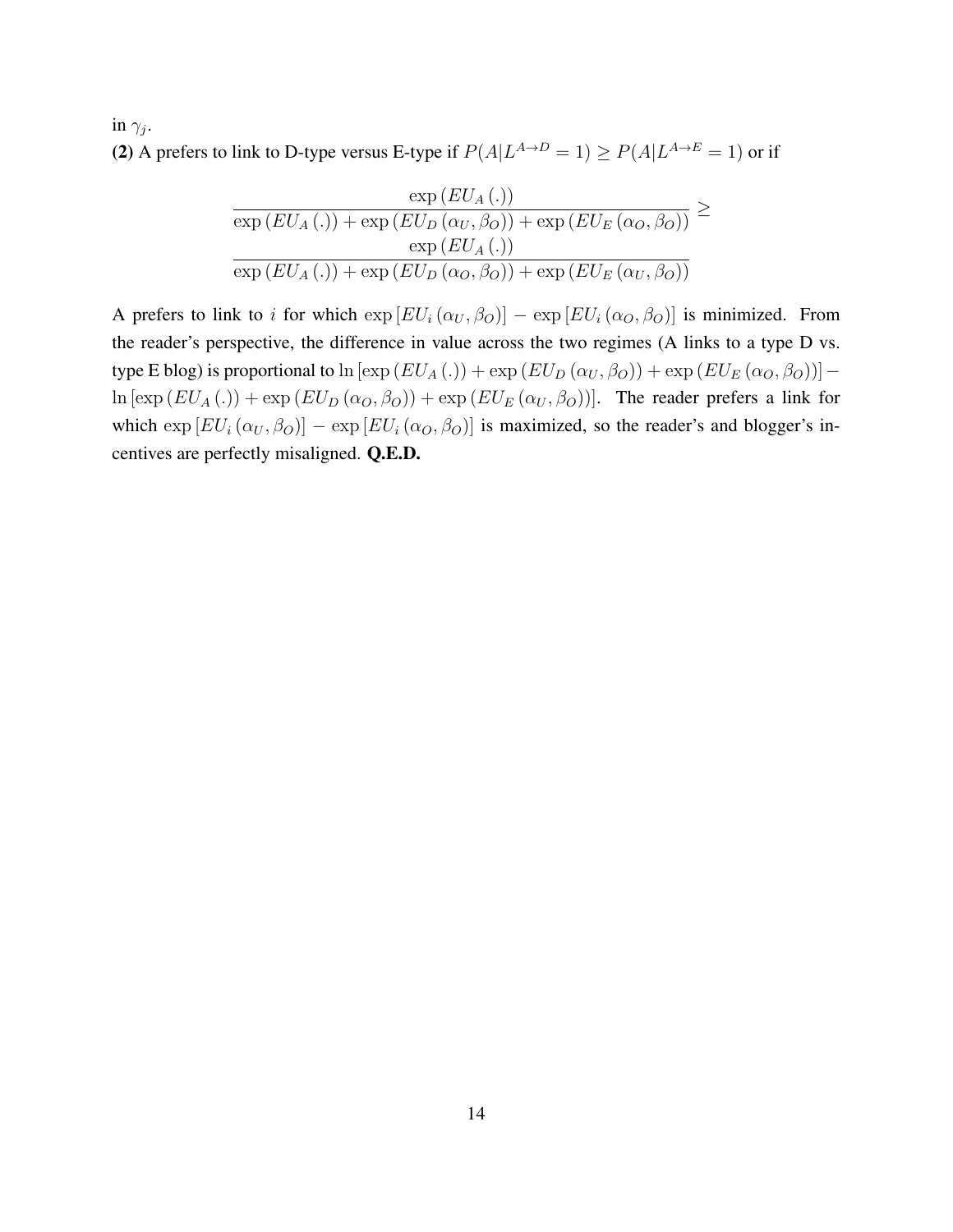in $\gamma_j$.

**(2)** A prefers to link to D-type versus E-type if $P(A|L^{A \to D} = 1) \geq P(A|L^{A \to E} = 1)$ or if

$$\frac{\exp\left(EU_A\left(.\right)\right)}{\exp\left(EU_A\left(.\right)\right) + \exp\left(EU_D\left(\alpha_U, \beta_O\right)\right) + \exp\left(EU_E\left(\alpha_O, \beta_O\right)\right)} \geq \frac{\exp\left(EU_A\left(.\right)\right)}{\exp\left(EU_A\left(.\right)\right) + \exp\left(EU_D\left(\alpha_O, \beta_O\right)\right) + \exp\left(EU_E\left(\alpha_U, \beta_O\right)\right)}$$

A prefers to link to $i$ for which $\exp\left[EU_i\left(\alpha_U, \beta_O\right)\right] - \exp\left[EU_i\left(\alpha_O, \beta_O\right)\right]$ is minimized. From the reader's perspective, the difference in value across the two regimes (A links to a type D vs. type E blog) is proportional to $\ln\left[\exp\left(EU_A\left(.\right)\right) + \exp\left(EU_D\left(\alpha_U, \beta_O\right)\right) + \exp\left(EU_E\left(\alpha_O, \beta_O\right)\right)\right] - \ln\left[\exp\left(EU_A\left(.\right)\right) + \exp\left(EU_D\left(\alpha_O, \beta_O\right)\right) + \exp\left(EU_E\left(\alpha_U, \beta_O\right)\right)\right]$. The reader prefers a link for which $\exp\left[EU_i\left(\alpha_U, \beta_O\right)\right] - \exp\left[EU_i\left(\alpha_O, \beta_O\right)\right]$ is maximized, so the reader's and blogger's incentives are perfectly misaligned. **Q.E.D.**